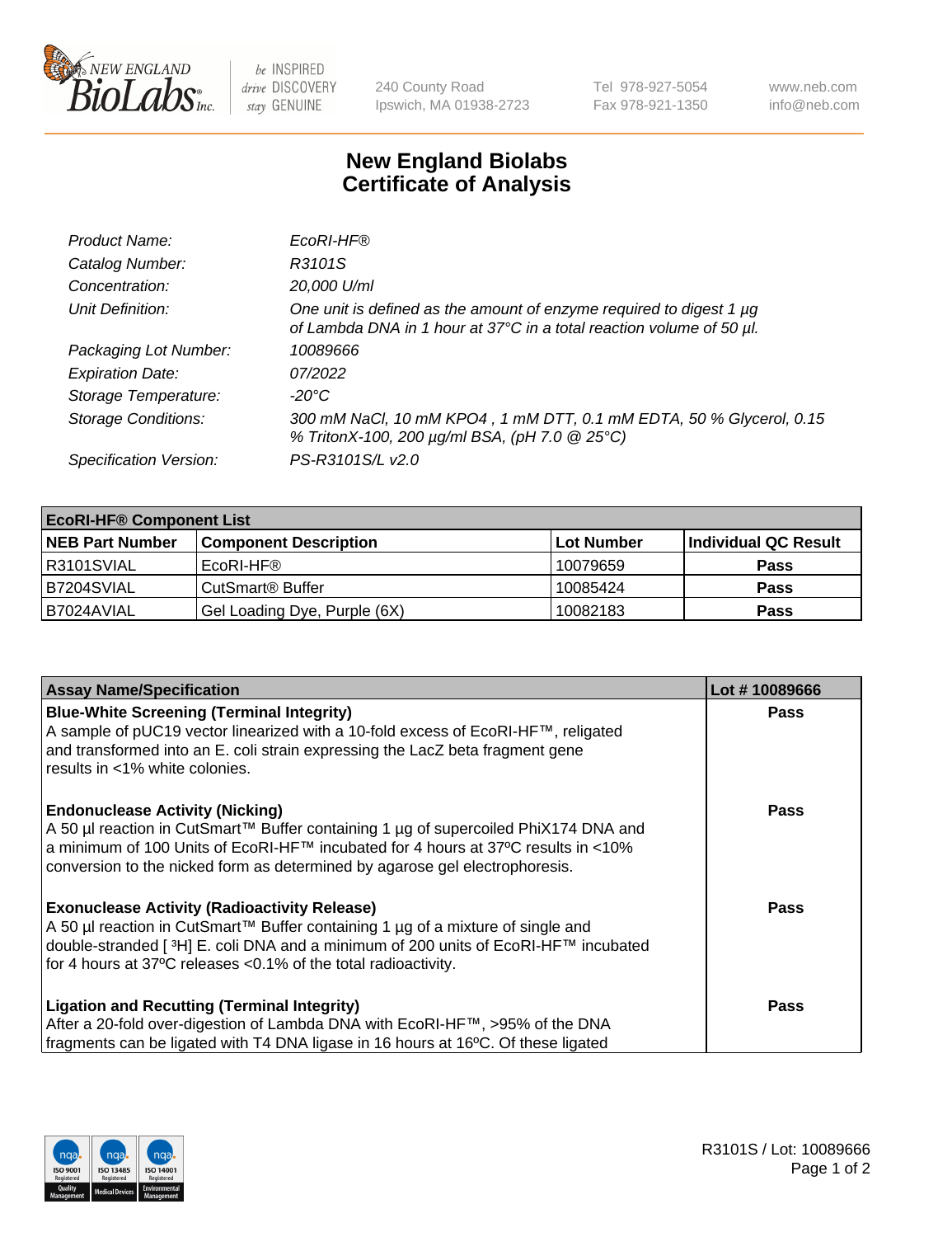240 County Road
Ipswich, MA 01938-2723

Tel 978-927-5054
Fax 978-921-1350

www.neb.com
info@neb.com

# New England Biolabs
# Certificate of Analysis

| | |
|---|---|
| *Product Name:* | *EcoRI-HF®* |
| *Catalog Number:* | *R3101S* |
| *Concentration:* | *20,000 U/ml* |
| *Unit Definition:* | *One unit is defined as the amount of enzyme required to digest 1 µg of Lambda DNA in 1 hour at 37°C in a total reaction volume of 50 µl.* |
| *Packaging Lot Number:* | *10089666* |
| *Expiration Date:* | *07/2022* |
| *Storage Temperature:* | *-20°C* |
| *Storage Conditions:* | *300 mM NaCl, 10 mM KPO4 , 1 mM DTT, 0.1 mM EDTA, 50 % Glycerol, 0.15 % TritonX-100, 200 µg/ml BSA, (pH 7.0 @ 25°C)* |
| *Specification Version:* | *PS-R3101S/L v2.0* |

| **EcoRI-HF® Component List** | | | |
|---|---|---|---|
| **NEB Part Number** | **Component Description** | **Lot Number** | **Individual QC Result** |
| R3101SVIAL | EcoRI-HF® | 10079659 | **Pass** |
| B7204SVIAL | CutSmart® Buffer | 10085424 | **Pass** |
| B7024AVIAL | Gel Loading Dye, Purple (6X) | 10082183 | **Pass** |

| **Assay Name/Specification** | **Lot # 10089666** |
|---|---|
| **Blue-White Screening (Terminal Integrity)**<br>A sample of pUC19 vector linearized with a 10-fold excess of EcoRI-HF™, religated and transformed into an E. coli strain expressing the LacZ beta fragment gene results in <1% white colonies. | **Pass** |
| **Endonuclease Activity (Nicking)**<br>A 50 µl reaction in CutSmart™ Buffer containing 1 µg of supercoiled PhiX174 DNA and a minimum of 100 Units of EcoRI-HF™ incubated for 4 hours at 37ºC results in <10% conversion to the nicked form as determined by agarose gel electrophoresis. | **Pass** |
| **Exonuclease Activity (Radioactivity Release)**<br>A 50 µl reaction in CutSmart™ Buffer containing 1 µg of a mixture of single and double-stranded [ $^3$H] E. coli DNA and a minimum of 200 units of EcoRI-HF™ incubated for 4 hours at 37ºC releases <0.1% of the total radioactivity. | **Pass** |
| **Ligation and Recutting (Terminal Integrity)**<br>After a 20-fold over-digestion of Lambda DNA with EcoRI-HF™, >95% of the DNA fragments can be ligated with T4 DNA ligase in 16 hours at 16ºC. Of these ligated | **Pass** |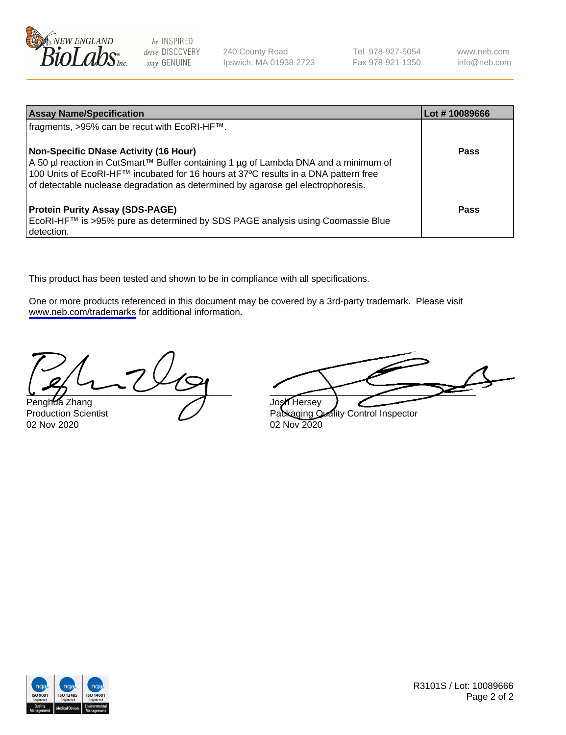| Assay Name/Specification | Lot # 10089666 |
|---|---|
| fragments, >95% can be recut with EcoRI-HF™. | |
| **Non-Specific DNase Activity (16 Hour)**<br>A 50 µl reaction in CutSmart™ Buffer containing 1 µg of Lambda DNA and a minimum of 100 Units of EcoRI-HF™ incubated for 16 hours at 37ºC results in a DNA pattern free of detectable nuclease degradation as determined by agarose gel electrophoresis. | Pass |
| **Protein Purity Assay (SDS-PAGE)**<br>EcoRI-HF™ is >95% pure as determined by SDS PAGE analysis using Coomassie Blue detection. | Pass |

This product has been tested and shown to be in compliance with all specifications.

One or more products referenced in this document may be covered by a 3rd-party trademark. Please visit www.neb.com/trademarks for additional information.

Penghua Zhang
Production Scientist
02 Nov 2020

Josh Hersey
Packaging Quality Control Inspector
02 Nov 2020

R3101S / Lot: 10089666